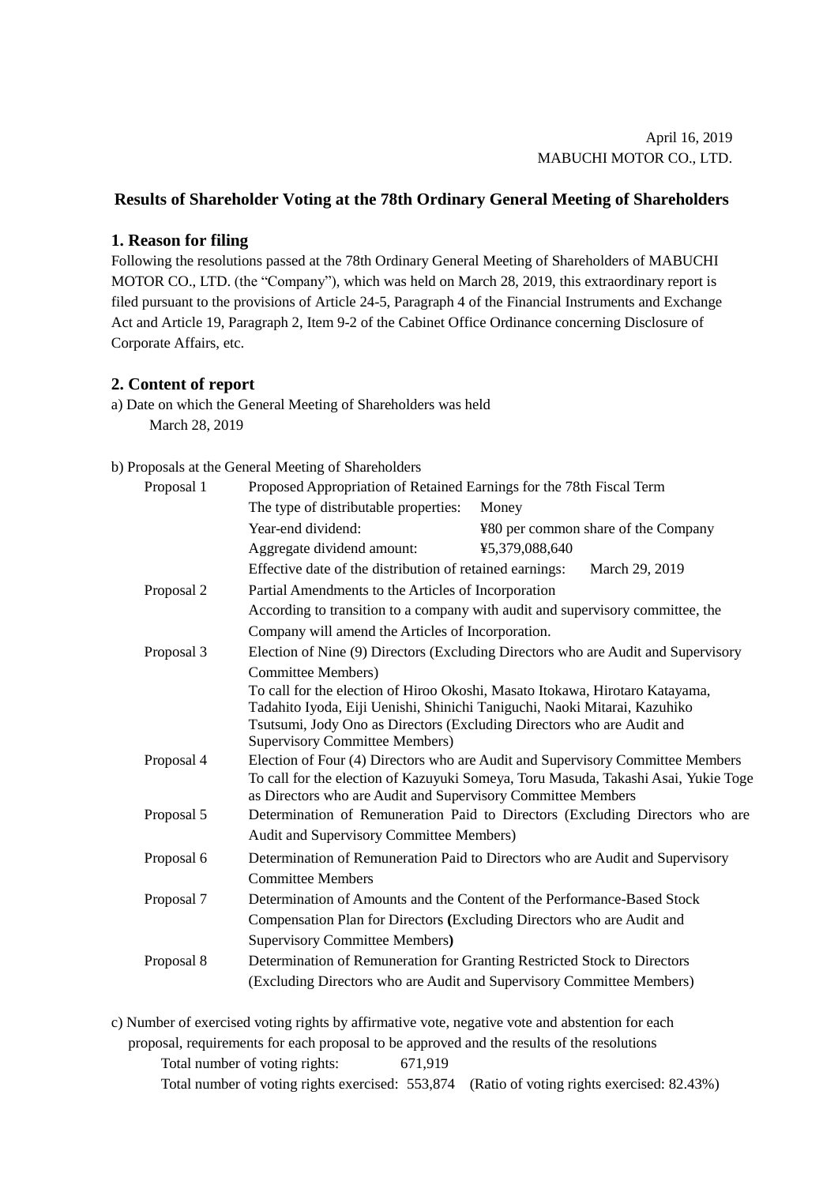April 16, 2019
MABUCHI MOTOR CO., LTD.

## Results of Shareholder Voting at the 78th Ordinary General Meeting of Shareholders

### 1. Reason for filing

Following the resolutions passed at the 78th Ordinary General Meeting of Shareholders of MABUCHI MOTOR CO., LTD. (the "Company"), which was held on March 28, 2019, this extraordinary report is filed pursuant to the provisions of Article 24-5, Paragraph 4 of the Financial Instruments and Exchange Act and Article 19, Paragraph 2, Item 9-2 of the Cabinet Office Ordinance concerning Disclosure of Corporate Affairs, etc.

### 2. Content of report

a) Date on which the General Meeting of Shareholders was held

March 28, 2019

b) Proposals at the General Meeting of Shareholders

Proposal 1 Proposed Appropriation of Retained Earnings for the 78th Fiscal Term

- The type of distributable properties: Money
- Year-end dividend: ¥80 per common share of the Company
- Aggregate dividend amount: ¥5,379,088,640
- Effective date of the distribution of retained earnings: March 29, 2019

Proposal 2 Partial Amendments to the Articles of Incorporation

According to transition to a company with audit and supervisory committee, the Company will amend the Articles of Incorporation.

Proposal 3 Election of Nine (9) Directors (Excluding Directors who are Audit and Supervisory Committee Members)

To call for the election of Hiroo Okoshi, Masato Itokawa, Hirotaro Katayama, Tadahito Iyoda, Eiji Uenishi, Shinichi Taniguchi, Naoki Mitarai, Kazuhiko Tsutsumi, Jody Ono as Directors (Excluding Directors who are Audit and Supervisory Committee Members)

Proposal 4 Election of Four (4) Directors who are Audit and Supervisory Committee Members

To call for the election of Kazuyuki Someya, Toru Masuda, Takashi Asai, Yukie Toge as Directors who are Audit and Supervisory Committee Members

Proposal 5 Determination of Remuneration Paid to Directors (Excluding Directors who are Audit and Supervisory Committee Members)

Proposal 6 Determination of Remuneration Paid to Directors who are Audit and Supervisory Committee Members

Proposal 7 Determination of Amounts and the Content of the Performance-Based Stock Compensation Plan for Directors **(**Excluding Directors who are Audit and Supervisory Committee Members**)**

Proposal 8 Determination of Remuneration for Granting Restricted Stock to Directors (Excluding Directors who are Audit and Supervisory Committee Members)

c) Number of exercised voting rights by affirmative vote, negative vote and abstention for each proposal, requirements for each proposal to be approved and the results of the resolutions

Total number of voting rights: 671,919

Total number of voting rights exercised: 553,874 (Ratio of voting rights exercised: 82.43%)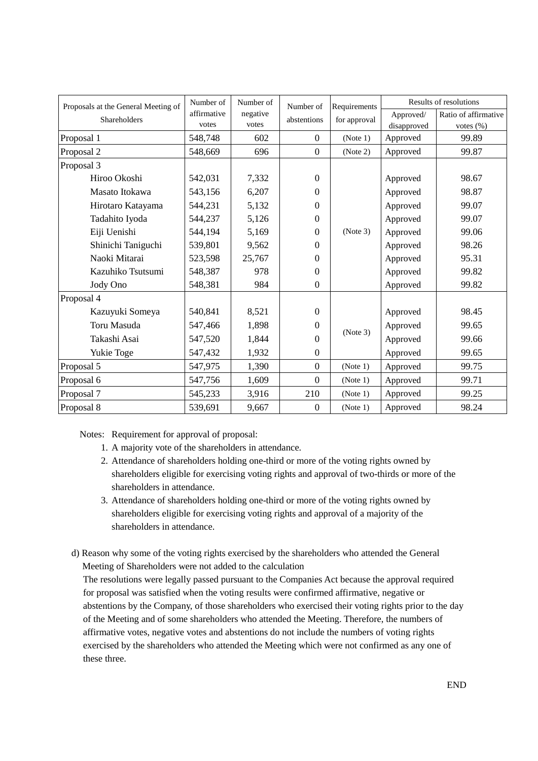| Proposals at the General Meeting of Shareholders | Number of affirmative votes | Number of negative votes | Number of abstentions | Requirements for approval | Results of resolutions | |
|---|---|---|---|---|---|---|
| | | | | | Approved/ disapproved | Ratio of affirmative votes (%) |
| Proposal 1 | 548,748 | 602 | 0 | (Note 1) | Approved | 99.89 |
| Proposal 2 | 548,669 | 696 | 0 | (Note 2) | Approved | 99.87 |
| Proposal 3 | | | | | | |
| Hiroo Okoshi | 542,031 | 7,332 | 0 | (Note 3) | Approved | 98.67 |
| Masato Itokawa | 543,156 | 6,207 | 0 | | Approved | 98.87 |
| Hirotaro Katayama | 544,231 | 5,132 | 0 | | Approved | 99.07 |
| Tadahito Iyoda | 544,237 | 5,126 | 0 | | Approved | 99.07 |
| Eiji Uenishi | 544,194 | 5,169 | 0 | | Approved | 99.06 |
| Shinichi Taniguchi | 539,801 | 9,562 | 0 | | Approved | 98.26 |
| Naoki Mitarai | 523,598 | 25,767 | 0 | | Approved | 95.31 |
| Kazuhiko Tsutsumi | 548,387 | 978 | 0 | | Approved | 99.82 |
| Jody Ono | 548,381 | 984 | 0 | | Approved | 99.82 |
| Proposal 4 | | | | | | |
| Kazuyuki Someya | 540,841 | 8,521 | 0 | (Note 3) | Approved | 98.45 |
| Toru Masuda | 547,466 | 1,898 | 0 | | Approved | 99.65 |
| Takashi Asai | 547,520 | 1,844 | 0 | | Approved | 99.66 |
| Yukie Toge | 547,432 | 1,932 | 0 | | Approved | 99.65 |
| Proposal 5 | 547,975 | 1,390 | 0 | (Note 1) | Approved | 99.75 |
| Proposal 6 | 547,756 | 1,609 | 0 | (Note 1) | Approved | 99.71 |
| Proposal 7 | 545,233 | 3,916 | 210 | (Note 1) | Approved | 99.25 |
| Proposal 8 | 539,691 | 9,667 | 0 | (Note 1) | Approved | 98.24 |

Notes: Requirement for approval of proposal:

1. A majority vote of the shareholders in attendance.
2. Attendance of shareholders holding one-third or more of the voting rights owned by shareholders eligible for exercising voting rights and approval of two-thirds or more of the shareholders in attendance.
3. Attendance of shareholders holding one-third or more of the voting rights owned by shareholders eligible for exercising voting rights and approval of a majority of the shareholders in attendance.

d) Reason why some of the voting rights exercised by the shareholders who attended the General Meeting of Shareholders were not added to the calculation

The resolutions were legally passed pursuant to the Companies Act because the approval required for proposal was satisfied when the voting results were confirmed affirmative, negative or abstentions by the Company, of those shareholders who exercised their voting rights prior to the day of the Meeting and of some shareholders who attended the Meeting. Therefore, the numbers of affirmative votes, negative votes and abstentions do not include the numbers of voting rights exercised by the shareholders who attended the Meeting which were not confirmed as any one of these three.

END